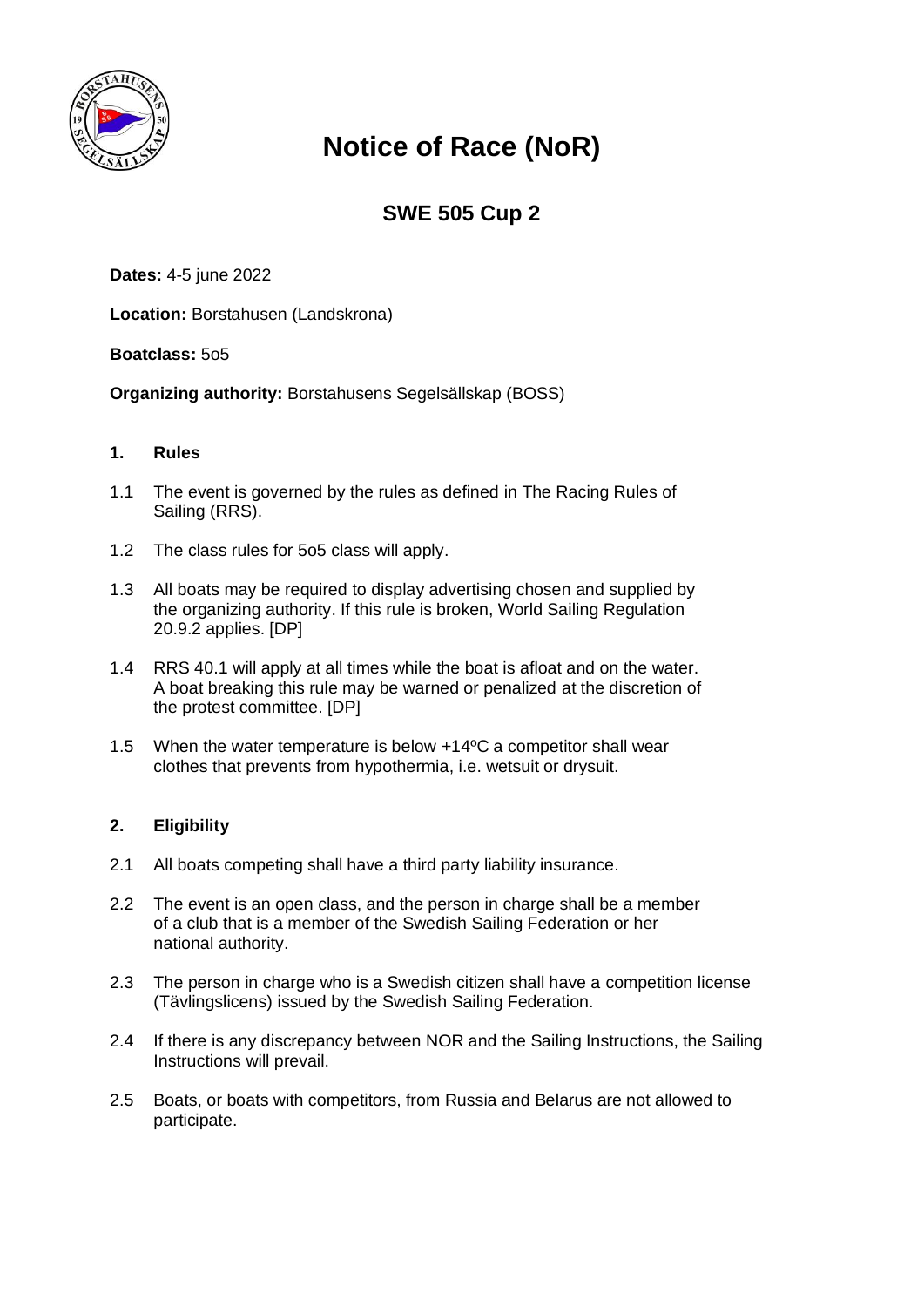# Notice of Race (NoR)

## SWE 505 Cup 2

**Dates:** 4-5 june 2022

**Location:** Borstahusen (Landskrona)

**Boatclass:** 5o5

**Organizing authority:** Borstahusens Segelsällskap (BOSS)

### 1. Rules

1.1 The event is governed by the rules as defined in The Racing Rules of Sailing (RRS).

1.2 The class rules for 5o5 class will apply.

1.3 All boats may be required to display advertising chosen and supplied by the organizing authority. If this rule is broken, World Sailing Regulation 20.9.2 applies. [DP]

1.4 RRS 40.1 will apply at all times while the boat is afloat and on the water. A boat breaking this rule may be warned or penalized at the discretion of the protest committee. [DP]

1.5 When the water temperature is below +14ºC a competitor shall wear clothes that prevents from hypothermia, i.e. wetsuit or drysuit.

### 2. Eligibility

2.1 All boats competing shall have a third party liability insurance.

2.2 The event is an open class, and the person in charge shall be a member of a club that is a member of the Swedish Sailing Federation or her national authority.

2.3 The person in charge who is a Swedish citizen shall have a competition license (Tävlingslicens) issued by the Swedish Sailing Federation.

2.4 If there is any discrepancy between NOR and the Sailing Instructions, the Sailing Instructions will prevail.

2.5 Boats, or boats with competitors, from Russia and Belarus are not allowed to participate.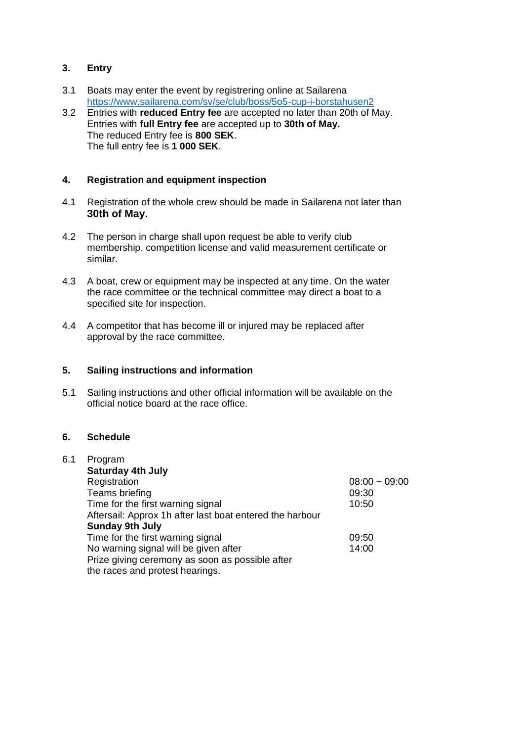## 3. Entry

3.1 Boats may enter the event by registrering online at Sailarena [https://www.sailarena.com/sv/se/club/boss/5o5-cup-i-borstahusen2](https://www.sailarena.com/sv/se/club/boss/5o5-cup-i-borstahusen2)

3.2 Entries with **reduced Entry fee** are accepted no later than 20th of May.
Entries with **full Entry fee** are accepted up to **30th of May.**
The reduced Entry fee is **800 SEK**.
The full entry fee is **1 000 SEK**.

## 4. Registration and equipment inspection

4.1 Registration of the whole crew should be made in Sailarena not later than **30th of May.**

4.2 The person in charge shall upon request be able to verify club membership, competition license and valid measurement certificate or similar.

4.3 A boat, crew or equipment may be inspected at any time. On the water the race committee or the technical committee may direct a boat to a specified site for inspection.

4.4 A competitor that has become ill or injured may be replaced after approval by the race committee.

## 5. Sailing instructions and information

5.1 Sailing instructions and other official information will be available on the official notice board at the race office.

## 6. Schedule

6.1 Program

**Saturday 4th July**

| | |
|---|---|
| Registration | 08:00 ~ 09:00 |
| Teams briefing | 09:30 |
| Time for the first warning signal | 10:50 |
| Aftersail: Approx 1h after last boat entered the harbour | |

**Sunday 9th July**

| | |
|---|---|
| Time for the first warning signal | 09:50 |
| No warning signal will be given after | 14:00 |
| Prize giving ceremony as soon as possible after the races and protest hearings. | |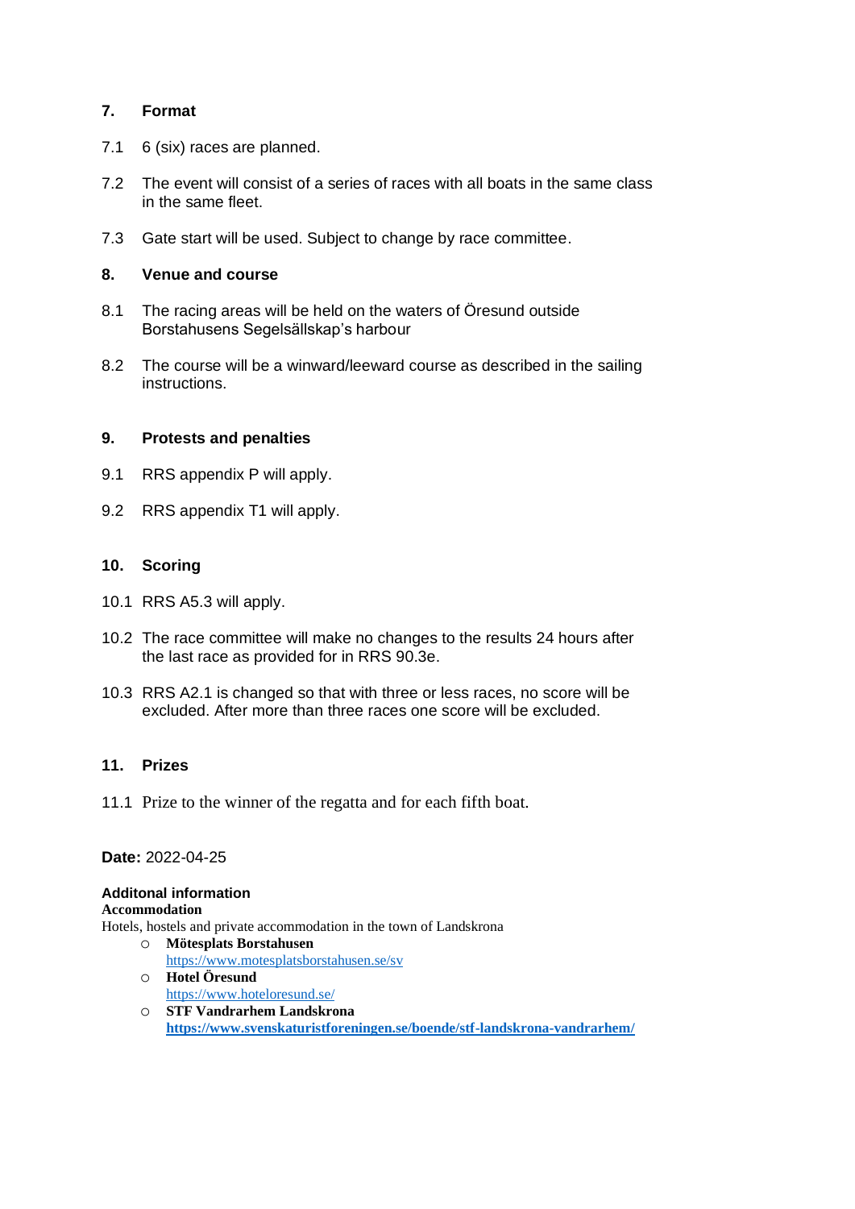## 7. Format

7.1 6 (six) races are planned.

7.2 The event will consist of a series of races with all boats in the same class in the same fleet.

7.3 Gate start will be used. Subject to change by race committee.

## 8. Venue and course

8.1 The racing areas will be held on the waters of Öresund outside Borstahusens Segelsällskap's harbour

8.2 The course will be a winward/leeward course as described in the sailing instructions.

## 9. Protests and penalties

9.1 RRS appendix P will apply.

9.2 RRS appendix T1 will apply.

## 10. Scoring

10.1 RRS A5.3 will apply.

10.2 The race committee will make no changes to the results 24 hours after the last race as provided for in RRS 90.3e.

10.3 RRS A2.1 is changed so that with three or less races, no score will be excluded. After more than three races one score will be excluded.

## 11. Prizes

11.1 Prize to the winner of the regatta and for each fifth boat.

**Date:** 2022-04-25

**Additonal information**

**Accommodation**

Hotels, hostels and private accommodation in the town of Landskrona

- **Mötesplats Borstahusen**
  https://www.motesplatsborstahusen.se/sv
- **Hotel Öresund**
  https://www.hoteloresund.se/
- **STF Vandrarhem Landskrona**
  **https://www.svenskaturistforeningen.se/boende/stf-landskrona-vandrarhem/**